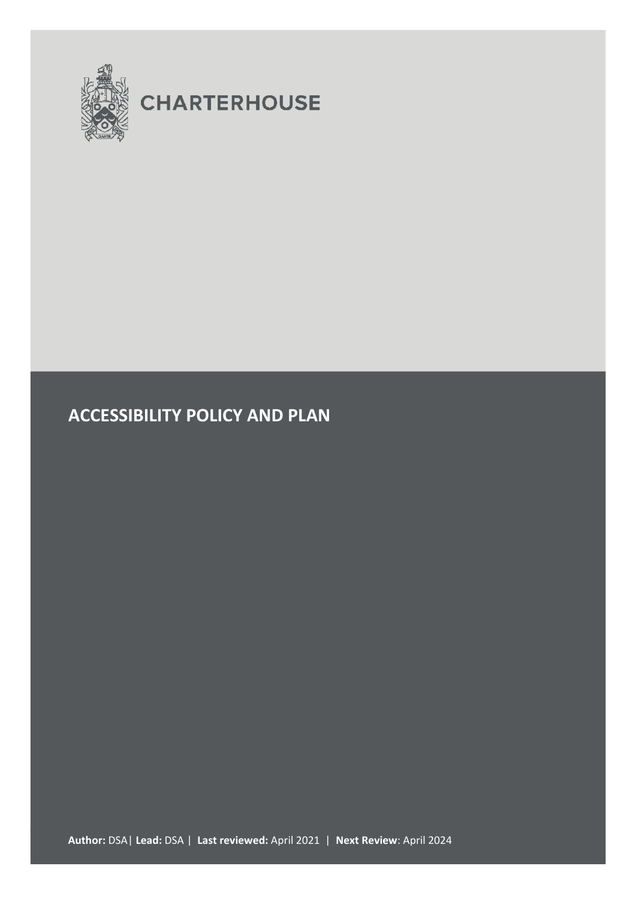CHARTERHOUSE

# ACCESSIBILITY POLICY AND PLAN

**Author:** DSA| **Lead:** DSA | **Last reviewed:** April 2021 | **Next Review**: April 2024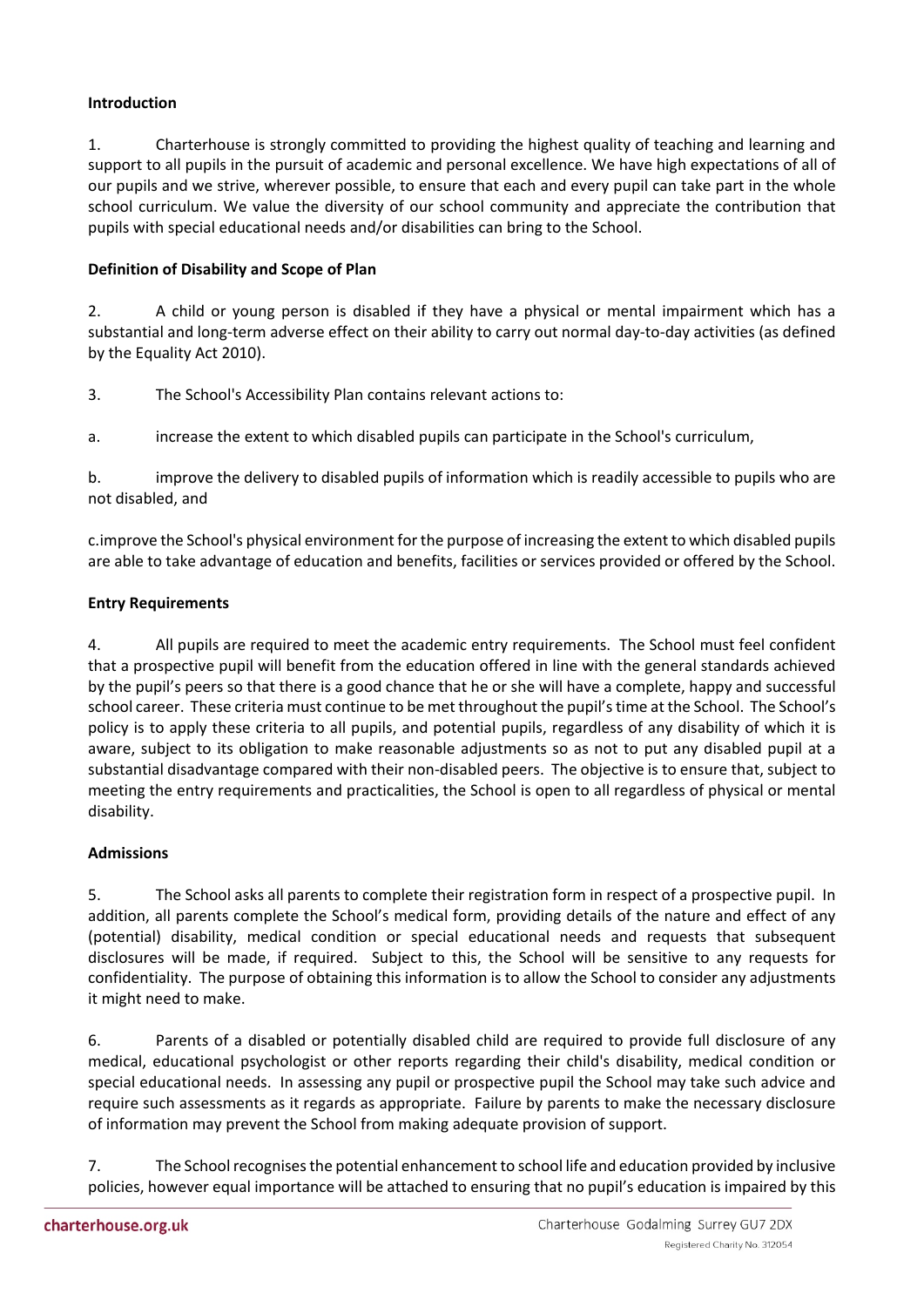**Introduction**

1. Charterhouse is strongly committed to providing the highest quality of teaching and learning and support to all pupils in the pursuit of academic and personal excellence. We have high expectations of all of our pupils and we strive, wherever possible, to ensure that each and every pupil can take part in the whole school curriculum. We value the diversity of our school community and appreciate the contribution that pupils with special educational needs and/or disabilities can bring to the School.

**Definition of Disability and Scope of Plan**

2. A child or young person is disabled if they have a physical or mental impairment which has a substantial and long-term adverse effect on their ability to carry out normal day-to-day activities (as defined by the Equality Act 2010).

3. The School's Accessibility Plan contains relevant actions to:

a. increase the extent to which disabled pupils can participate in the School's curriculum,

b. improve the delivery to disabled pupils of information which is readily accessible to pupils who are not disabled, and

c. improve the School's physical environment for the purpose of increasing the extent to which disabled pupils are able to take advantage of education and benefits, facilities or services provided or offered by the School.

**Entry Requirements**

4. All pupils are required to meet the academic entry requirements. The School must feel confident that a prospective pupil will benefit from the education offered in line with the general standards achieved by the pupil's peers so that there is a good chance that he or she will have a complete, happy and successful school career. These criteria must continue to be met throughout the pupil's time at the School. The School's policy is to apply these criteria to all pupils, and potential pupils, regardless of any disability of which it is aware, subject to its obligation to make reasonable adjustments so as not to put any disabled pupil at a substantial disadvantage compared with their non-disabled peers. The objective is to ensure that, subject to meeting the entry requirements and practicalities, the School is open to all regardless of physical or mental disability.

**Admissions**

5. The School asks all parents to complete their registration form in respect of a prospective pupil. In addition, all parents complete the School's medical form, providing details of the nature and effect of any (potential) disability, medical condition or special educational needs and requests that subsequent disclosures will be made, if required. Subject to this, the School will be sensitive to any requests for confidentiality. The purpose of obtaining this information is to allow the School to consider any adjustments it might need to make.

6. Parents of a disabled or potentially disabled child are required to provide full disclosure of any medical, educational psychologist or other reports regarding their child's disability, medical condition or special educational needs. In assessing any pupil or prospective pupil the School may take such advice and require such assessments as it regards as appropriate. Failure by parents to make the necessary disclosure of information may prevent the School from making adequate provision of support.

7. The School recognises the potential enhancement to school life and education provided by inclusive policies, however equal importance will be attached to ensuring that no pupil's education is impaired by this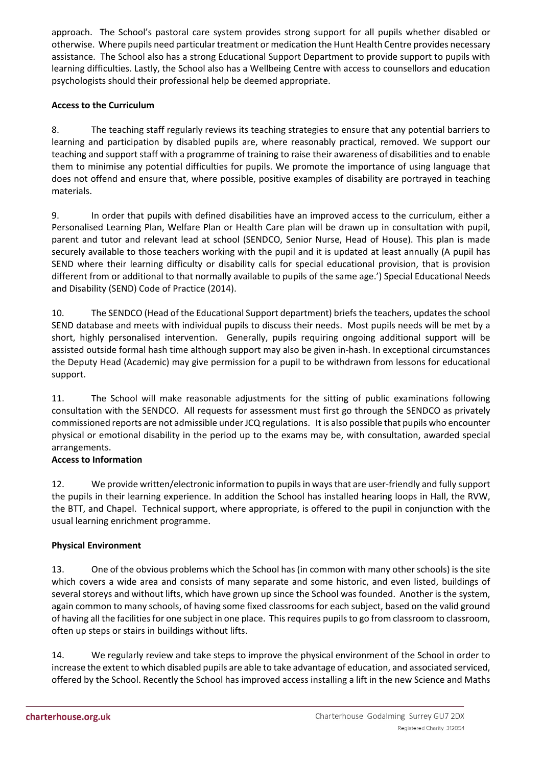approach. The School's pastoral care system provides strong support for all pupils whether disabled or otherwise. Where pupils need particular treatment or medication the Hunt Health Centre provides necessary assistance. The School also has a strong Educational Support Department to provide support to pupils with learning difficulties. Lastly, the School also has a Wellbeing Centre with access to counsellors and education psychologists should their professional help be deemed appropriate.

**Access to the Curriculum**

8. The teaching staff regularly reviews its teaching strategies to ensure that any potential barriers to learning and participation by disabled pupils are, where reasonably practical, removed. We support our teaching and support staff with a programme of training to raise their awareness of disabilities and to enable them to minimise any potential difficulties for pupils. We promote the importance of using language that does not offend and ensure that, where possible, positive examples of disability are portrayed in teaching materials.

9. In order that pupils with defined disabilities have an improved access to the curriculum, either a Personalised Learning Plan, Welfare Plan or Health Care plan will be drawn up in consultation with pupil, parent and tutor and relevant lead at school (SENDCO, Senior Nurse, Head of House). This plan is made securely available to those teachers working with the pupil and it is updated at least annually (A pupil has SEND where their learning difficulty or disability calls for special educational provision, that is provision different from or additional to that normally available to pupils of the same age.') Special Educational Needs and Disability (SEND) Code of Practice (2014).

10. The SENDCO (Head of the Educational Support department) briefs the teachers, updates the school SEND database and meets with individual pupils to discuss their needs. Most pupils needs will be met by a short, highly personalised intervention. Generally, pupils requiring ongoing additional support will be assisted outside formal hash time although support may also be given in-hash. In exceptional circumstances the Deputy Head (Academic) may give permission for a pupil to be withdrawn from lessons for educational support.

11. The School will make reasonable adjustments for the sitting of public examinations following consultation with the SENDCO. All requests for assessment must first go through the SENDCO as privately commissioned reports are not admissible under JCQ regulations. It is also possible that pupils who encounter physical or emotional disability in the period up to the exams may be, with consultation, awarded special arrangements.

**Access to Information**

12. We provide written/electronic information to pupils in ways that are user-friendly and fully support the pupils in their learning experience. In addition the School has installed hearing loops in Hall, the RVW, the BTT, and Chapel. Technical support, where appropriate, is offered to the pupil in conjunction with the usual learning enrichment programme.

**Physical Environment**

13. One of the obvious problems which the School has (in common with many other schools) is the site which covers a wide area and consists of many separate and some historic, and even listed, buildings of several storeys and without lifts, which have grown up since the School was founded. Another is the system, again common to many schools, of having some fixed classrooms for each subject, based on the valid ground of having all the facilities for one subject in one place. This requires pupils to go from classroom to classroom, often up steps or stairs in buildings without lifts.

14. We regularly review and take steps to improve the physical environment of the School in order to increase the extent to which disabled pupils are able to take advantage of education, and associated serviced, offered by the School. Recently the School has improved access installing a lift in the new Science and Maths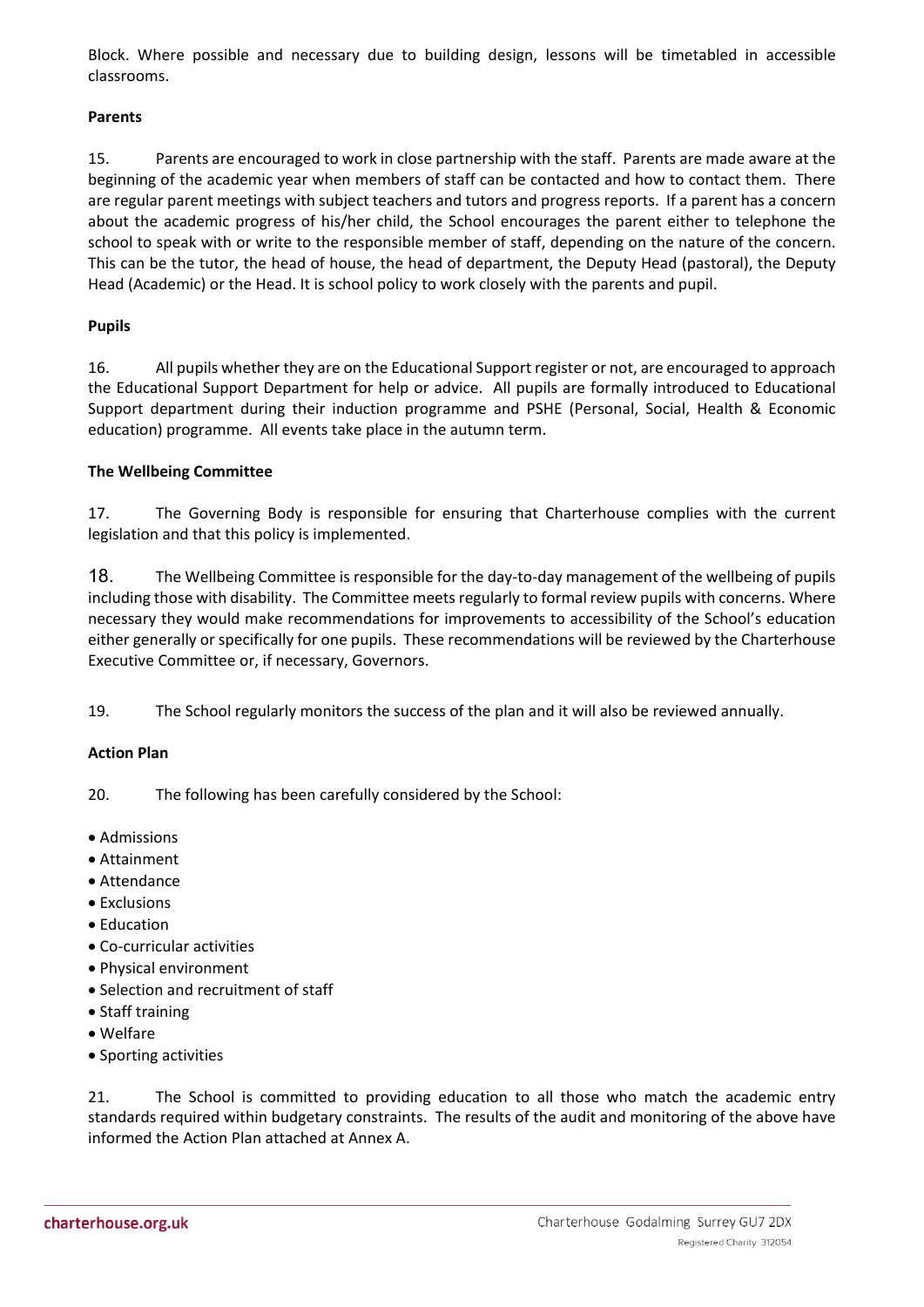Block. Where possible and necessary due to building design, lessons will be timetabled in accessible classrooms.

**Parents**

15. Parents are encouraged to work in close partnership with the staff. Parents are made aware at the beginning of the academic year when members of staff can be contacted and how to contact them. There are regular parent meetings with subject teachers and tutors and progress reports. If a parent has a concern about the academic progress of his/her child, the School encourages the parent either to telephone the school to speak with or write to the responsible member of staff, depending on the nature of the concern. This can be the tutor, the head of house, the head of department, the Deputy Head (pastoral), the Deputy Head (Academic) or the Head. It is school policy to work closely with the parents and pupil.

**Pupils**

16. All pupils whether they are on the Educational Support register or not, are encouraged to approach the Educational Support Department for help or advice. All pupils are formally introduced to Educational Support department during their induction programme and PSHE (Personal, Social, Health & Economic education) programme. All events take place in the autumn term.

**The Wellbeing Committee**

17. The Governing Body is responsible for ensuring that Charterhouse complies with the current legislation and that this policy is implemented.

18. The Wellbeing Committee is responsible for the day-to-day management of the wellbeing of pupils including those with disability. The Committee meets regularly to formal review pupils with concerns. Where necessary they would make recommendations for improvements to accessibility of the School's education either generally or specifically for one pupils. These recommendations will be reviewed by the Charterhouse Executive Committee or, if necessary, Governors.

19. The School regularly monitors the success of the plan and it will also be reviewed annually.

**Action Plan**

20. The following has been carefully considered by the School:

- Admissions
- Attainment
- Attendance
- Exclusions
- Education
- Co-curricular activities
- Physical environment
- Selection and recruitment of staff
- Staff training
- Welfare
- Sporting activities

21. The School is committed to providing education to all those who match the academic entry standards required within budgetary constraints. The results of the audit and monitoring of the above have informed the Action Plan attached at Annex A.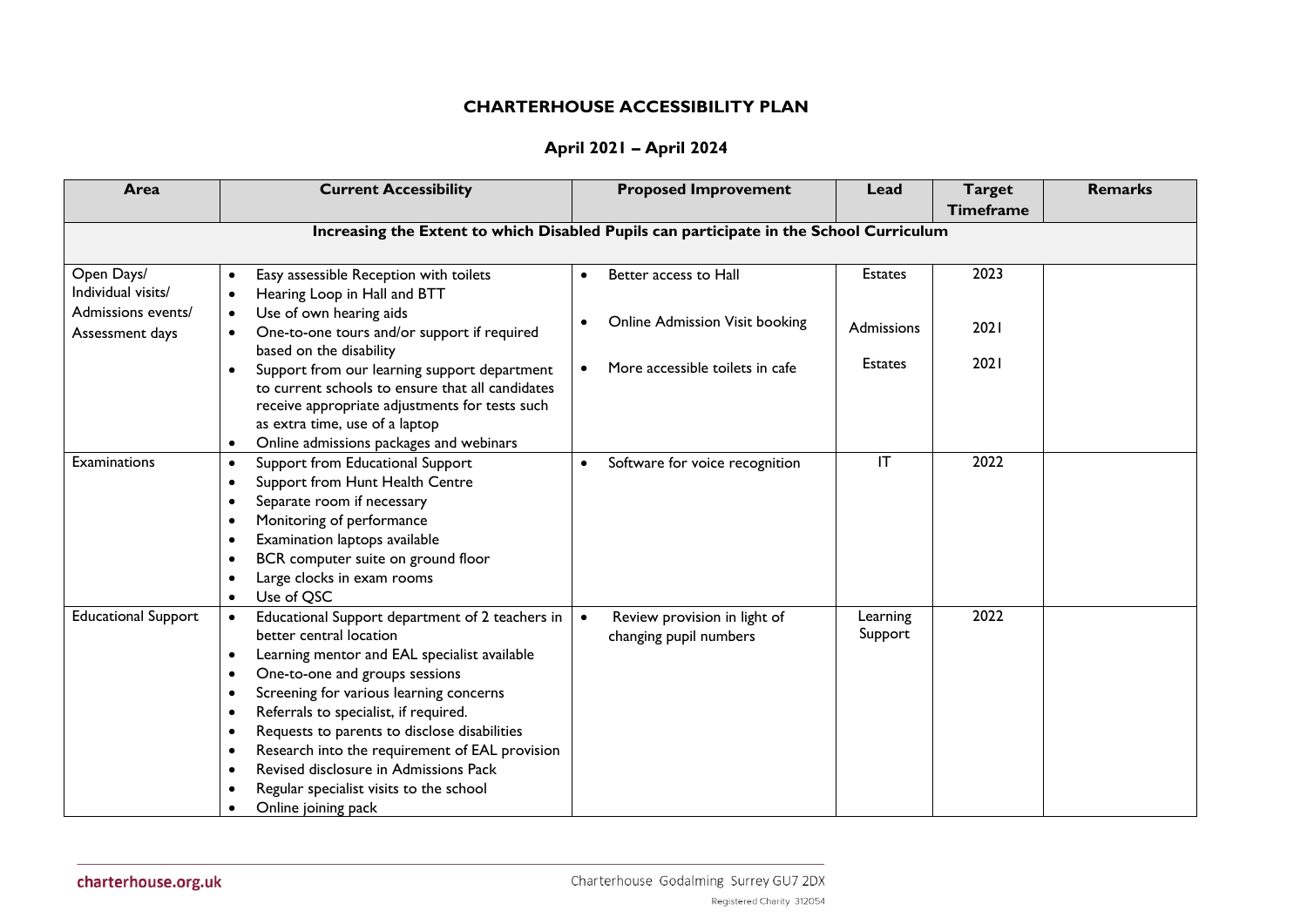# CHARTERHOUSE ACCESSIBILITY PLAN

## April 2021 – April 2024

| Area | Current Accessibility | Proposed Improvement | Lead | Target Timeframe | Remarks |
|---|---|---|---|---|---|
| **Increasing the Extent to which Disabled Pupils can participate in the School Curriculum** | | | | | |
| Open Days/ Individual visits/ Admissions events/ Assessment days | • Easy assessible Reception with toilets<br>• Hearing Loop in Hall and BTT<br>• Use of own hearing aids<br>• One-to-one tours and/or support if required based on the disability<br>• Support from our learning support department to current schools to ensure that all candidates receive appropriate adjustments for tests such as extra time, use of a laptop<br>• Online admissions packages and webinars | • Better access to Hall<br>• Online Admission Visit booking<br>• More accessible toilets in cafe | Estates<br>Admissions<br>Estates | 2023<br>2021<br>2021 | |
| Examinations | • Support from Educational Support<br>• Support from Hunt Health Centre<br>• Separate room if necessary<br>• Monitoring of performance<br>• Examination laptops available<br>• BCR computer suite on ground floor<br>• Large clocks in exam rooms<br>• Use of QSC | • Software for voice recognition | IT | 2022 | |
| Educational Support | • Educational Support department of 2 teachers in better central location<br>• Learning mentor and EAL specialist available<br>• One-to-one and groups sessions<br>• Screening for various learning concerns<br>• Referrals to specialist, if required.<br>• Requests to parents to disclose disabilities<br>• Research into the requirement of EAL provision<br>• Revised disclosure in Admissions Pack<br>• Regular specialist visits to the school<br>• Online joining pack | • Review provision in light of changing pupil numbers | Learning Support | 2022 | |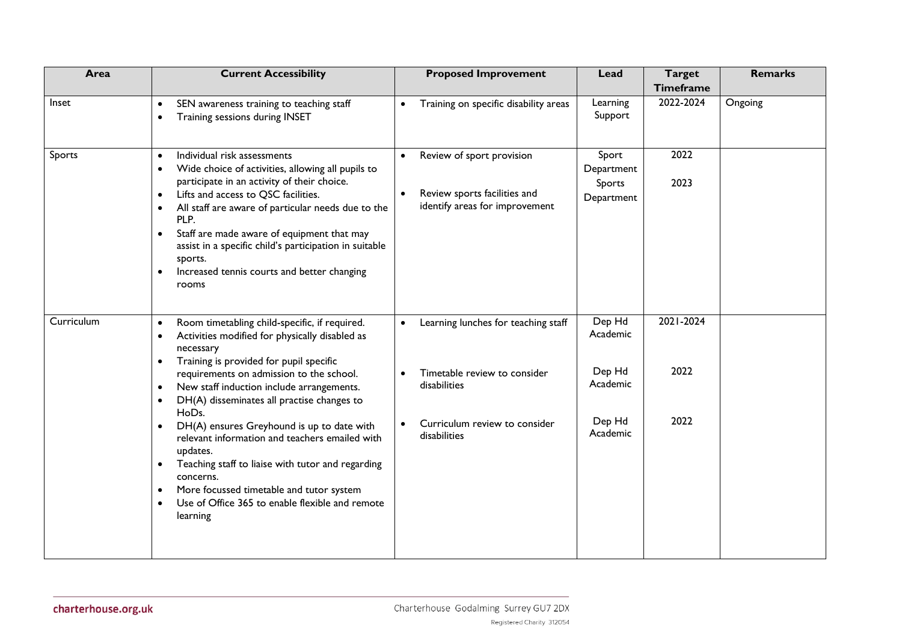| Area | Current Accessibility | Proposed Improvement | Lead | Target Timeframe | Remarks |
|---|---|---|---|---|---|
| Inset | • SEN awareness training to teaching staff<br>• Training sessions during INSET | • Training on specific disability areas | Learning Support | 2022-2024 | Ongoing |
| Sports | • Individual risk assessments<br>• Wide choice of activities, allowing all pupils to participate in an activity of their choice.<br>• Lifts and access to QSC facilities.<br>• All staff are aware of particular needs due to the PLP.<br>• Staff are made aware of equipment that may assist in a specific child's participation in suitable sports.<br>• Increased tennis courts and better changing rooms | • Review of sport provision<br>• Review sports facilities and identify areas for improvement | Sport Department<br>Sports Department | 2022<br>2023 | |
| Curriculum | • Room timetabling child-specific, if required.<br>• Activities modified for physically disabled as necessary<br>• Training is provided for pupil specific requirements on admission to the school.<br>• New staff induction include arrangements.<br>• DH(A) disseminates all practise changes to HoDs.<br>• DH(A) ensures Greyhound is up to date with relevant information and teachers emailed with updates.<br>• Teaching staff to liaise with tutor and regarding concerns.<br>• More focussed timetable and tutor system<br>• Use of Office 365 to enable flexible and remote learning | • Learning lunches for teaching staff<br>• Timetable review to consider disabilities<br>• Curriculum review to consider disabilities | Dep Hd Academic<br>Dep Hd Academic<br>Dep Hd Academic | 2021-2024<br>2022<br>2022 | |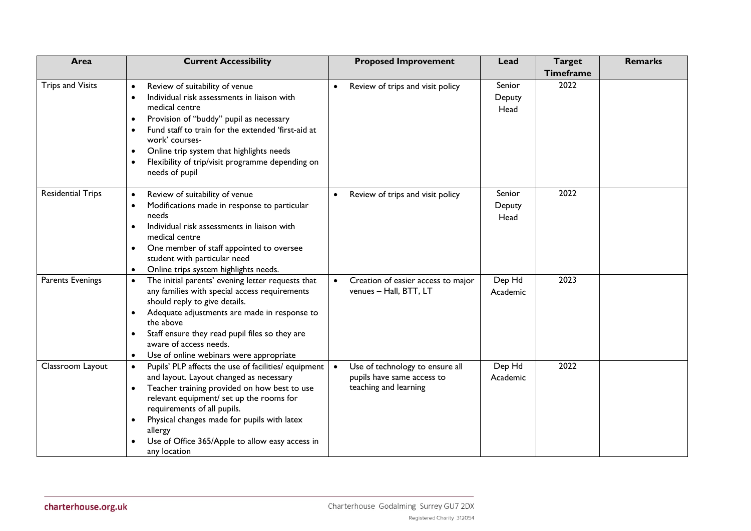| Area | Current Accessibility | Proposed Improvement | Lead | Target Timeframe | Remarks |
|---|---|---|---|---|---|
| Trips and Visits | • Review of suitability of venue<br>• Individual risk assessments in liaison with medical centre<br>• Provision of "buddy" pupil as necessary<br>• Fund staff to train for the extended 'first-aid at work' courses-<br>• Online trip system that highlights needs<br>• Flexibility of trip/visit programme depending on needs of pupil | • Review of trips and visit policy | Senior Deputy Head | 2022 | |
| Residential Trips | • Review of suitability of venue<br>• Modifications made in response to particular needs<br>• Individual risk assessments in liaison with medical centre<br>• One member of staff appointed to oversee student with particular need<br>• Online trips system highlights needs. | • Review of trips and visit policy | Senior Deputy Head | 2022 | |
| Parents Evenings | • The initial parents' evening letter requests that any families with special access requirements should reply to give details.<br>• Adequate adjustments are made in response to the above<br>• Staff ensure they read pupil files so they are aware of access needs.<br>• Use of online webinars were appropriate | • Creation of easier access to major venues – Hall, BTT, LT | Dep Hd Academic | 2023 | |
| Classroom Layout | • Pupils' PLP affects the use of facilities/ equipment and layout. Layout changed as necessary<br>• Teacher training provided on how best to use relevant equipment/ set up the rooms for requirements of all pupils.<br>• Physical changes made for pupils with latex allergy<br>• Use of Office 365/Apple to allow easy access in any location | • Use of technology to ensure all pupils have same access to teaching and learning | Dep Hd Academic | 2022 | |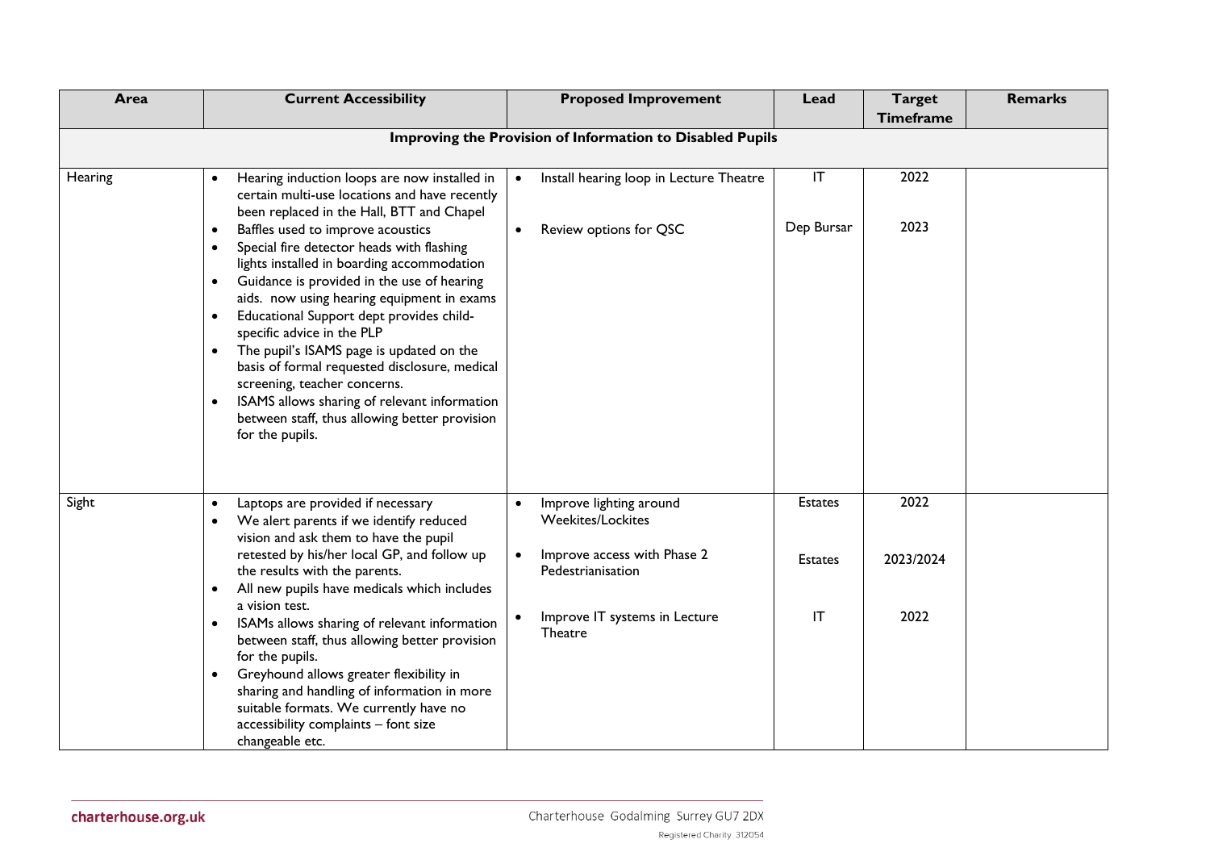| Area | Current Accessibility | Proposed Improvement | Lead | Target Timeframe | Remarks |
|---|---|---|---|---|---|
| **Improving the Provision of Information to Disabled Pupils** | | | | | |
| Hearing | • Hearing induction loops are now installed in certain multi-use locations and have recently been replaced in the Hall, BTT and Chapel<br>• Baffles used to improve acoustics<br>• Special fire detector heads with flashing lights installed in boarding accommodation<br>• Guidance is provided in the use of hearing aids. now using hearing equipment in exams<br>• Educational Support dept provides child-specific advice in the PLP<br>• The pupil's ISAMS page is updated on the basis of formal requested disclosure, medical screening, teacher concerns.<br>• ISAMS allows sharing of relevant information between staff, thus allowing better provision for the pupils. | • Install hearing loop in Lecture Theatre<br>• Review options for QSC | IT<br>Dep Bursar | 2022<br>2023 | |
| Sight | • Laptops are provided if necessary<br>• We alert parents if we identify reduced vision and ask them to have the pupil retested by his/her local GP, and follow up the results with the parents.<br>• All new pupils have medicals which includes a vision test.<br>• ISAMs allows sharing of relevant information between staff, thus allowing better provision for the pupils.<br>• Greyhound allows greater flexibility in sharing and handling of information in more suitable formats. We currently have no accessibility complaints – font size changeable etc. | • Improve lighting around Weekites/Lockites<br>• Improve access with Phase 2 Pedestrianisation<br>• Improve IT systems in Lecture Theatre | Estates<br>Estates<br>IT | 2022<br>2023/2024<br>2022 | |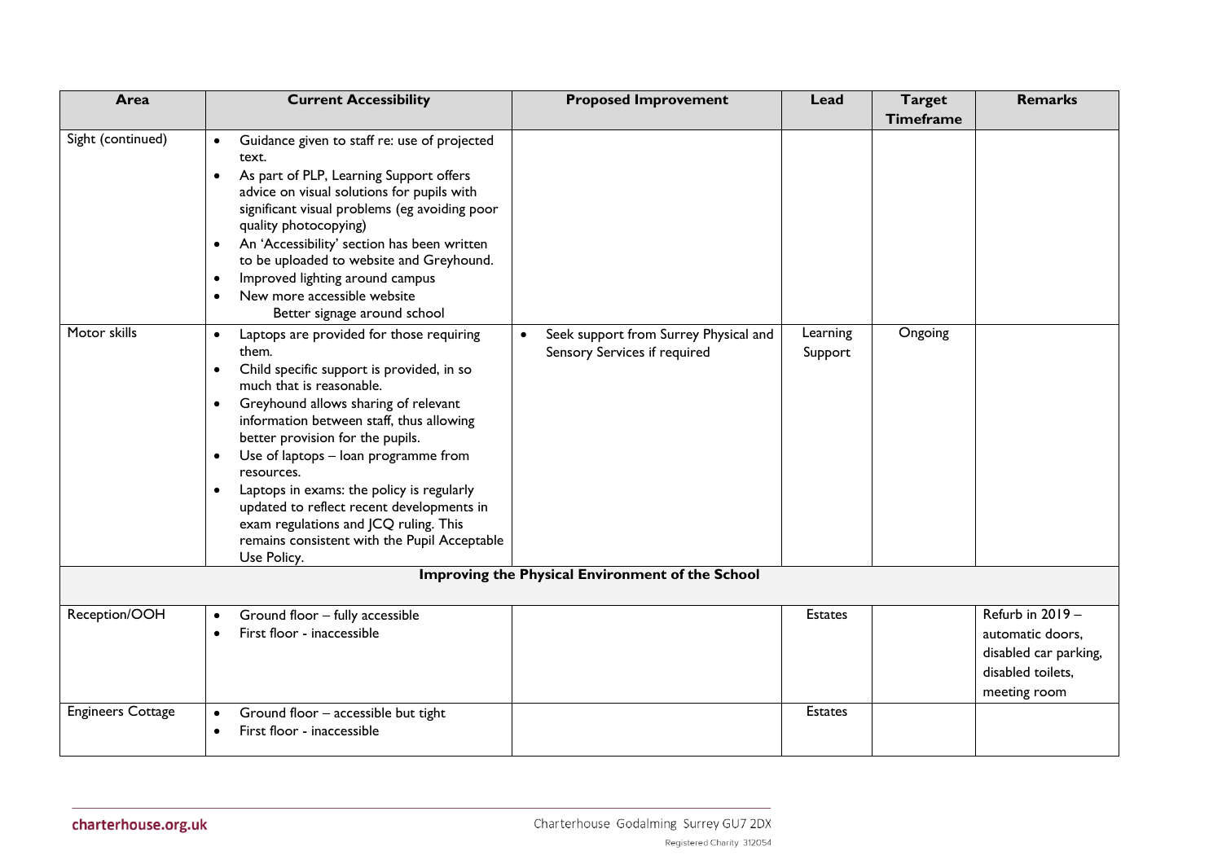| Area | Current Accessibility | Proposed Improvement | Lead | Target Timeframe | Remarks |
|---|---|---|---|---|---|
| Sight (continued) | • Guidance given to staff re: use of projected text.<br>• As part of PLP, Learning Support offers advice on visual solutions for pupils with significant visual problems (eg avoiding poor quality photocopying)<br>• An 'Accessibility' section has been written to be uploaded to website and Greyhound.<br>• Improved lighting around campus<br>• New more accessible website<br>Better signage around school | | | | |
| Motor skills | • Laptops are provided for those requiring them.<br>• Child specific support is provided, in so much that is reasonable.<br>• Greyhound allows sharing of relevant information between staff, thus allowing better provision for the pupils.<br>• Use of laptops – loan programme from resources.<br>• Laptops in exams: the policy is regularly updated to reflect recent developments in exam regulations and JCQ ruling. This remains consistent with the Pupil Acceptable Use Policy. | • Seek support from Surrey Physical and Sensory Services if required | Learning Support | Ongoing | |
| **Improving the Physical Environment of the School** | | | | | |
| Reception/OOH | • Ground floor – fully accessible<br>• First floor - inaccessible | | Estates | | Refurb in 2019 – automatic doors, disabled car parking, disabled toilets, meeting room |
| Engineers Cottage | • Ground floor – accessible but tight<br>• First floor - inaccessible | | Estates | | |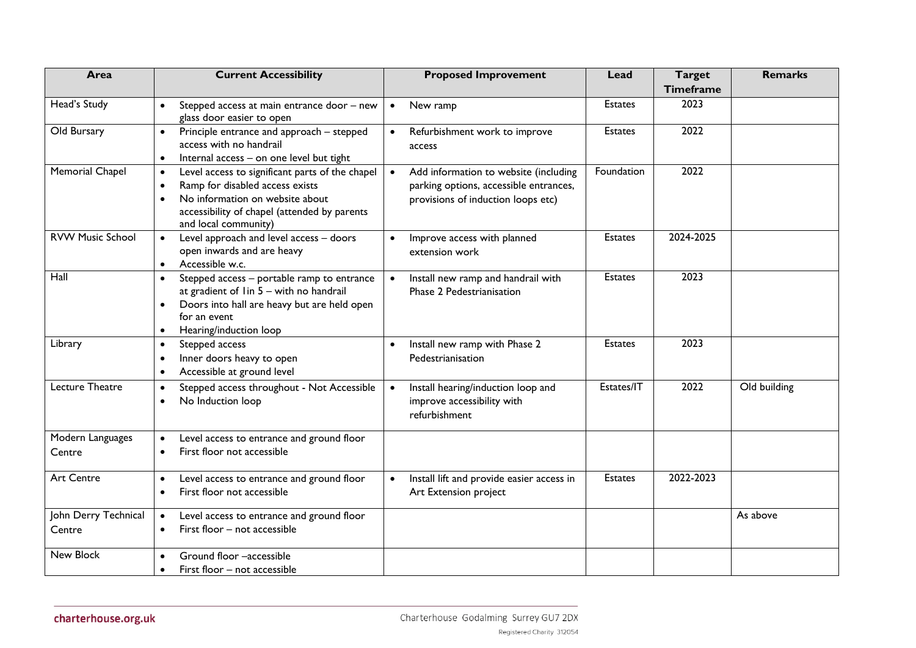| Area | Current Accessibility | Proposed Improvement | Lead | Target Timeframe | Remarks |
|---|---|---|---|---|---|
| Head's Study | • Stepped access at main entrance door – new glass door easier to open | • New ramp | Estates | 2023 | |
| Old Bursary | • Principle entrance and approach – stepped access with no handrail<br>• Internal access – on one level but tight | • Refurbishment work to improve access | Estates | 2022 | |
| Memorial Chapel | • Level access to significant parts of the chapel<br>• Ramp for disabled access exists<br>• No information on website about accessibility of chapel (attended by parents and local community) | • Add information to website (including parking options, accessible entrances, provisions of induction loops etc) | Foundation | 2022 | |
| RVW Music School | • Level approach and level access – doors open inwards and are heavy<br>• Accessible w.c. | • Improve access with planned extension work | Estates | 2024-2025 | |
| Hall | • Stepped access – portable ramp to entrance at gradient of 1in 5 – with no handrail<br>• Doors into hall are heavy but are held open for an event<br>• Hearing/induction loop | • Install new ramp and handrail with Phase 2 Pedestrianisation | Estates | 2023 | |
| Library | • Stepped access<br>• Inner doors heavy to open<br>• Accessible at ground level | • Install new ramp with Phase 2 Pedestrianisation | Estates | 2023 | |
| Lecture Theatre | • Stepped access throughout - Not Accessible<br>• No Induction loop | • Install hearing/induction loop and improve accessibility with refurbishment | Estates/IT | 2022 | Old building |
| Modern Languages Centre | • Level access to entrance and ground floor<br>• First floor not accessible | | | | |
| Art Centre | • Level access to entrance and ground floor<br>• First floor not accessible | • Install lift and provide easier access in Art Extension project | Estates | 2022-2023 | |
| John Derry Technical Centre | • Level access to entrance and ground floor<br>• First floor – not accessible | | | | As above |
| New Block | • Ground floor –accessible<br>• First floor – not accessible | | | | |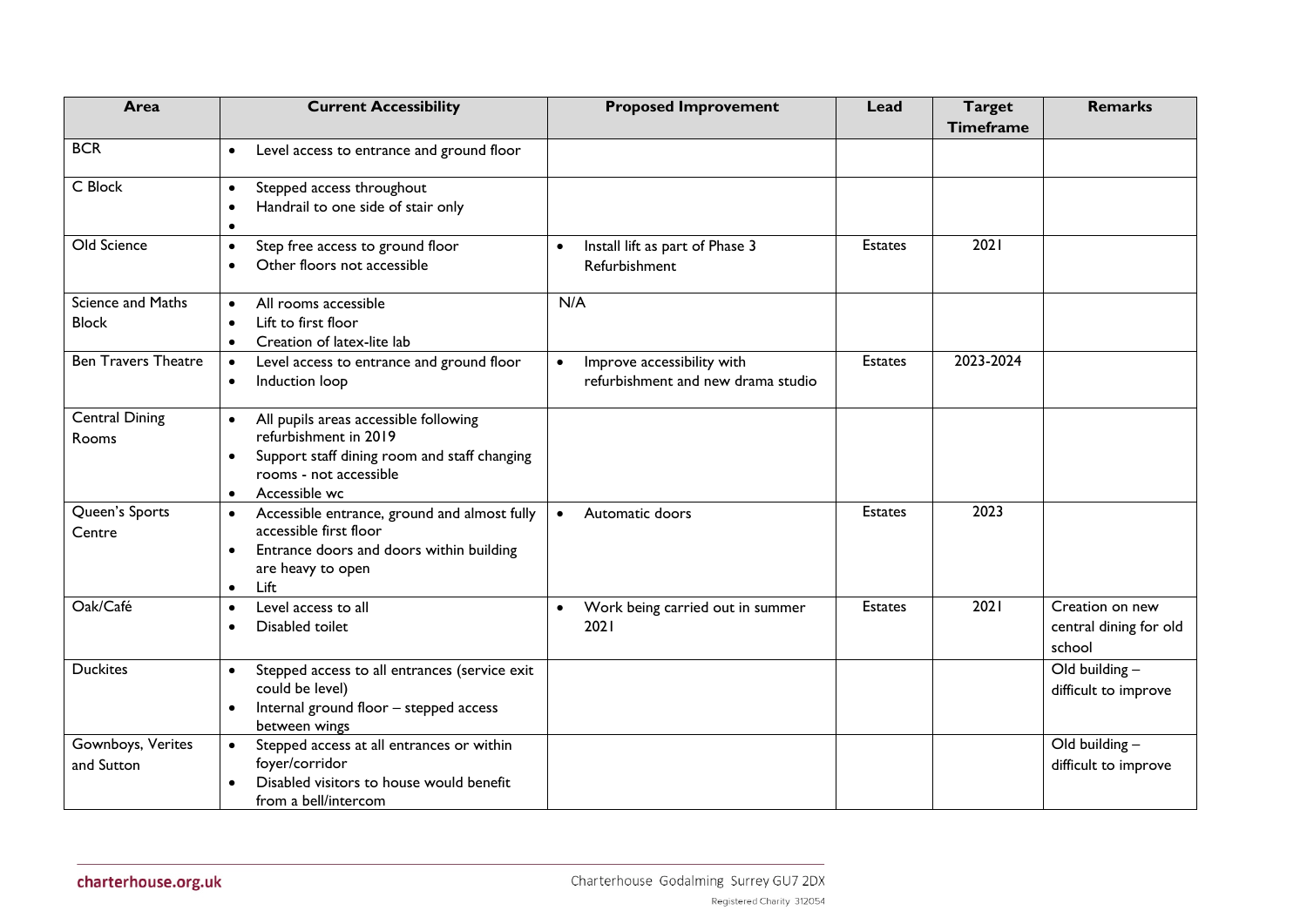| Area | Current Accessibility | Proposed Improvement | Lead | Target Timeframe | Remarks |
|---|---|---|---|---|---|
| BCR | • Level access to entrance and ground floor | | | | |
| C Block | • Stepped access throughout<br>• Handrail to one side of stair only<br>• | | | | |
| Old Science | • Step free access to ground floor<br>• Other floors not accessible | • Install lift as part of Phase 3 Refurbishment | Estates | 2021 | |
| Science and Maths Block | • All rooms accessible<br>• Lift to first floor<br>• Creation of latex-lite lab | N/A | | | |
| Ben Travers Theatre | • Level access to entrance and ground floor<br>• Induction loop | • Improve accessibility with refurbishment and new drama studio | Estates | 2023-2024 | |
| Central Dining Rooms | • All pupils areas accessible following refurbishment in 2019<br>• Support staff dining room and staff changing rooms - not accessible<br>• Accessible wc | | | | |
| Queen's Sports Centre | • Accessible entrance, ground and almost fully accessible first floor<br>• Entrance doors and doors within building are heavy to open<br>• Lift | • Automatic doors | Estates | 2023 | |
| Oak/Café | • Level access to all<br>• Disabled toilet | • Work being carried out in summer 2021 | Estates | 2021 | Creation on new central dining for old school |
| Duckites | • Stepped access to all entrances (service exit could be level)<br>• Internal ground floor – stepped access between wings | | | | Old building – difficult to improve |
| Gownboys, Verites and Sutton | • Stepped access at all entrances or within foyer/corridor<br>• Disabled visitors to house would benefit from a bell/intercom | | | | Old building – difficult to improve |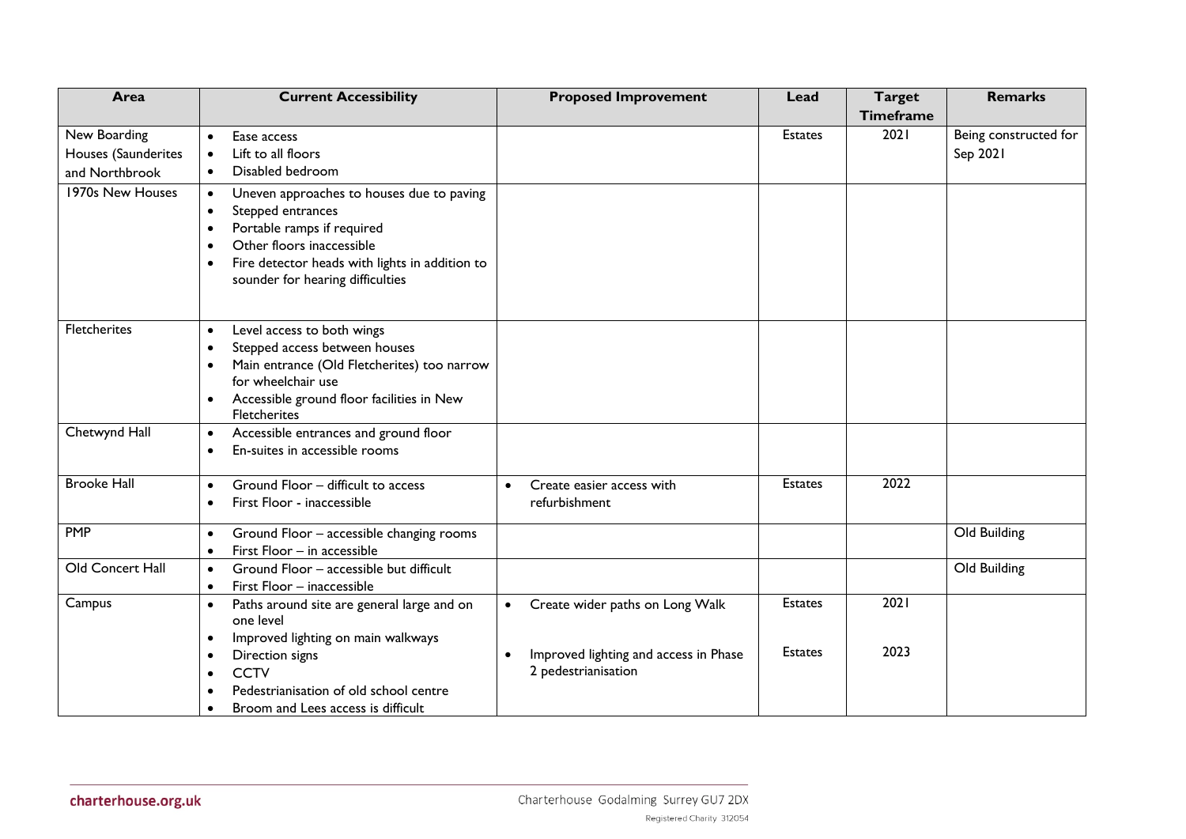| Area | Current Accessibility | Proposed Improvement | Lead | Target Timeframe | Remarks |
|---|---|---|---|---|---|
| New Boarding Houses (Saunderites and Northbrook | • Ease access<br>• Lift to all floors<br>• Disabled bedroom | | Estates | 2021 | Being constructed for Sep 2021 |
| 1970s New Houses | • Uneven approaches to houses due to paving<br>• Stepped entrances<br>• Portable ramps if required<br>• Other floors inaccessible<br>• Fire detector heads with lights in addition to sounder for hearing difficulties | | | | |
| Fletcherites | • Level access to both wings<br>• Stepped access between houses<br>• Main entrance (Old Fletcherites) too narrow for wheelchair use<br>• Accessible ground floor facilities in New Fletcherites | | | | |
| Chetwynd Hall | • Accessible entrances and ground floor<br>• En-suites in accessible rooms | | | | |
| Brooke Hall | • Ground Floor – difficult to access<br>• First Floor - inaccessible | • Create easier access with refurbishment | Estates | 2022 | |
| PMP | • Ground Floor – accessible changing rooms<br>• First Floor – in accessible | | | | Old Building |
| Old Concert Hall | • Ground Floor – accessible but difficult<br>• First Floor – inaccessible | | | | Old Building |
| Campus | • Paths around site are general large and on one level<br>• Improved lighting on main walkways<br>• Direction signs<br>• CCTV<br>• Pedestrianisation of old school centre<br>• Broom and Lees access is difficult | • Create wider paths on Long Walk<br>• Improved lighting and access in Phase 2 pedestrianisation | Estates<br>Estates | 2021<br>2023 | |